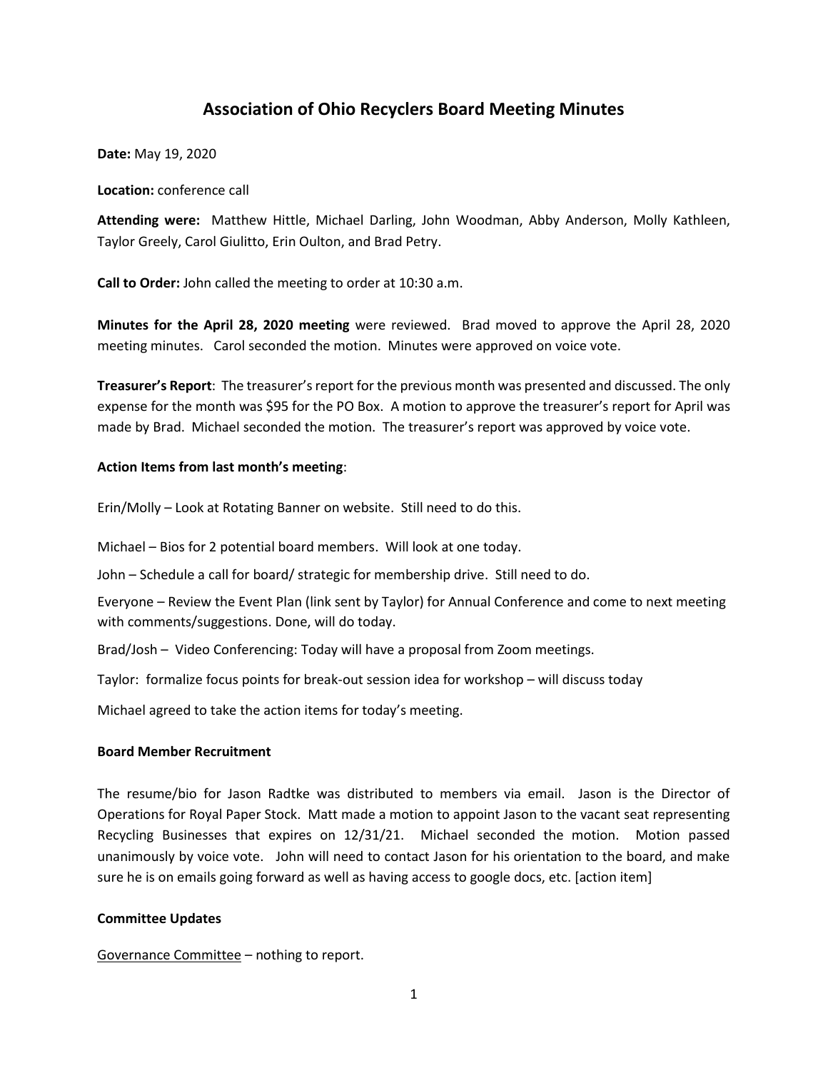# Association of Ohio Recyclers Board Meeting Minutes

**Date:** May 19, 2020

**Location:** conference call

**Attending were:** Matthew Hittle, Michael Darling, John Woodman, Abby Anderson, Molly Kathleen, Taylor Greely, Carol Giulitto, Erin Oulton, and Brad Petry.

**Call to Order:** John called the meeting to order at 10:30 a.m.

**Minutes for the April 28, 2020 meeting** were reviewed. Brad moved to approve the April 28, 2020 meeting minutes. Carol seconded the motion. Minutes were approved on voice vote.

**Treasurer's Report**: The treasurer's report for the previous month was presented and discussed. The only expense for the month was $95 for the PO Box. A motion to approve the treasurer's report for April was made by Brad. Michael seconded the motion. The treasurer's report was approved by voice vote.

**Action Items from last month's meeting**:

Erin/Molly – Look at Rotating Banner on website. Still need to do this.

Michael – Bios for 2 potential board members. Will look at one today.

John – Schedule a call for board/ strategic for membership drive. Still need to do.

Everyone – Review the Event Plan (link sent by Taylor) for Annual Conference and come to next meeting with comments/suggestions. Done, will do today.

Brad/Josh – Video Conferencing: Today will have a proposal from Zoom meetings.

Taylor: formalize focus points for break-out session idea for workshop – will discuss today

Michael agreed to take the action items for today's meeting.

**Board Member Recruitment**

The resume/bio for Jason Radtke was distributed to members via email. Jason is the Director of Operations for Royal Paper Stock. Matt made a motion to appoint Jason to the vacant seat representing Recycling Businesses that expires on 12/31/21. Michael seconded the motion. Motion passed unanimously by voice vote. John will need to contact Jason for his orientation to the board, and make sure he is on emails going forward as well as having access to google docs, etc. [action item]

**Committee Updates**

<u>Governance Committee</u> – nothing to report.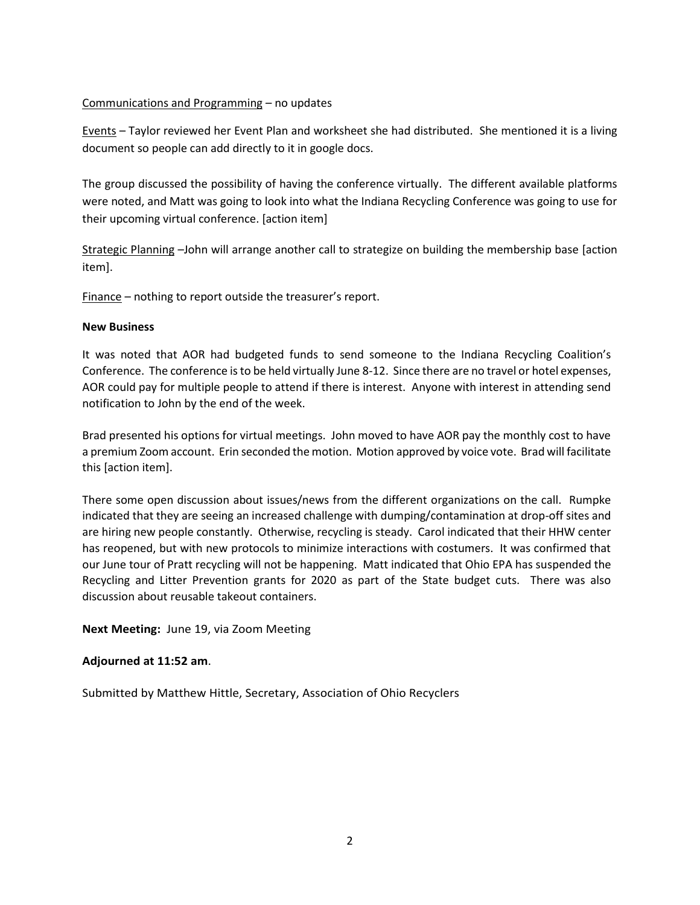<u>Communications and Programming</u> – no updates

<u>Events</u> – Taylor reviewed her Event Plan and worksheet she had distributed. She mentioned it is a living document so people can add directly to it in google docs.

The group discussed the possibility of having the conference virtually. The different available platforms were noted, and Matt was going to look into what the Indiana Recycling Conference was going to use for their upcoming virtual conference. [action item]

<u>Strategic Planning</u> –John will arrange another call to strategize on building the membership base [action item].

<u>Finance</u> – nothing to report outside the treasurer's report.

**New Business**

It was noted that AOR had budgeted funds to send someone to the Indiana Recycling Coalition's Conference. The conference is to be held virtually June 8-12. Since there are no travel or hotel expenses, AOR could pay for multiple people to attend if there is interest. Anyone with interest in attending send notification to John by the end of the week.

Brad presented his options for virtual meetings. John moved to have AOR pay the monthly cost to have a premium Zoom account. Erin seconded the motion. Motion approved by voice vote. Brad will facilitate this [action item].

There some open discussion about issues/news from the different organizations on the call. Rumpke indicated that they are seeing an increased challenge with dumping/contamination at drop-off sites and are hiring new people constantly. Otherwise, recycling is steady. Carol indicated that their HHW center has reopened, but with new protocols to minimize interactions with costumers. It was confirmed that our June tour of Pratt recycling will not be happening. Matt indicated that Ohio EPA has suspended the Recycling and Litter Prevention grants for 2020 as part of the State budget cuts. There was also discussion about reusable takeout containers.

**Next Meeting:** June 19, via Zoom Meeting

**Adjourned at 11:52 am**.

Submitted by Matthew Hittle, Secretary, Association of Ohio Recyclers